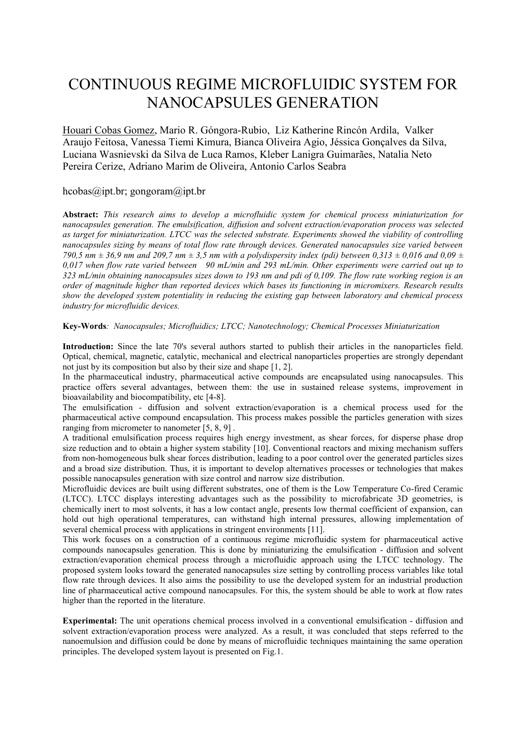# CONTINUOUS REGIME MICROFLUIDIC SYSTEM FOR NANOCAPSULES GENERATION

Houari Cobas Gomez, Mario R. Góngora-Rubio, Liz Katherine Rincón Ardila, Valker Araujo Feitosa, Vanessa Tiemi Kimura, Bianca Oliveira Agio, Jéssica Gonçalves da Silva, Luciana Wasnievski da Silva de Luca Ramos, Kleber Lanigra Guimarães, Natalia Neto Pereira Cerize, Adriano Marim de Oliveira, Antonio Carlos Seabra

hcobas@ipt.br; gongoram@ipt.br

**Abstract:** *This research aims to develop a microfluidic system for chemical process miniaturization for nanocapsules generation. The emulsification, diffusion and solvent extraction/evaporation process was selected as target for miniaturization. LTCC was the selected substrate. Experiments showed the viability of controlling nanocapsules sizing by means of total flow rate through devices. Generated nanocapsules size varied between 790,5 nm ± 36,9 nm and 209,7 nm ± 3,5 nm with a polydispersity index (pdi) between 0,313 ± 0,016 and 0,09 ± 0,017 when flow rate varied between 90 mL/min and 293 mL/min. Other experiments were carried out up to 323 mL/min obtaining nanocapsules sizes down to 193 nm and pdi of 0,109. The flow rate working region is an order of magnitude higher than reported devices which bases its functioning in micromixers. Research results show the developed system potentiality in reducing the existing gap between laboratory and chemical process industry for microfluidic devices.*

**Key-Words***:* *Nanocapsules; Microfluidics; LTCC; Nanotechnology; Chemical Processes Miniaturization*

**Introduction:** Since the late 70's several authors started to publish their articles in the nanoparticles field. Optical, chemical, magnetic, catalytic, mechanical and electrical nanoparticles properties are strongly dependant not just by its composition but also by their size and shape [1, 2].

In the pharmaceutical industry, pharmaceutical active compounds are encapsulated using nanocapsules. This practice offers several advantages, between them: the use in sustained release systems, improvement in bioavailability and biocompatibility, etc [4-8].

The emulsification - diffusion and solvent extraction/evaporation is a chemical process used for the pharmaceutical active compound encapsulation. This process makes possible the particles generation with sizes ranging from micrometer to nanometer [5, 8, 9] .

A traditional emulsification process requires high energy investment, as shear forces, for disperse phase drop size reduction and to obtain a higher system stability [10]. Conventional reactors and mixing mechanism suffers from non-homogeneous bulk shear forces distribution, leading to a poor control over the generated particles sizes and a broad size distribution. Thus, it is important to develop alternatives processes or technologies that makes possible nanocapsules generation with size control and narrow size distribution.

Microfluidic devices are built using different substrates, one of them is the Low Temperature Co-fired Ceramic (LTCC). LTCC displays interesting advantages such as the possibility to microfabricate 3D geometries, is chemically inert to most solvents, it has a low contact angle, presents low thermal coefficient of expansion, can hold out high operational temperatures, can withstand high internal pressures, allowing implementation of several chemical process with applications in stringent environments [11].

This work focuses on a construction of a continuous regime microfluidic system for pharmaceutical active compounds nanocapsules generation. This is done by miniaturizing the emulsification - diffusion and solvent extraction/evaporation chemical process through a microfluidic approach using the LTCC technology. The proposed system looks toward the generated nanocapsules size setting by controlling process variables like total flow rate through devices. It also aims the possibility to use the developed system for an industrial production line of pharmaceutical active compound nanocapsules. For this, the system should be able to work at flow rates higher than the reported in the literature.

**Experimental:** The unit operations chemical process involved in a conventional emulsification - diffusion and solvent extraction/evaporation process were analyzed. As a result, it was concluded that steps referred to the nanoemulsion and diffusion could be done by means of microfluidic techniques maintaining the same operation principles. The developed system layout is presented on Fig.1.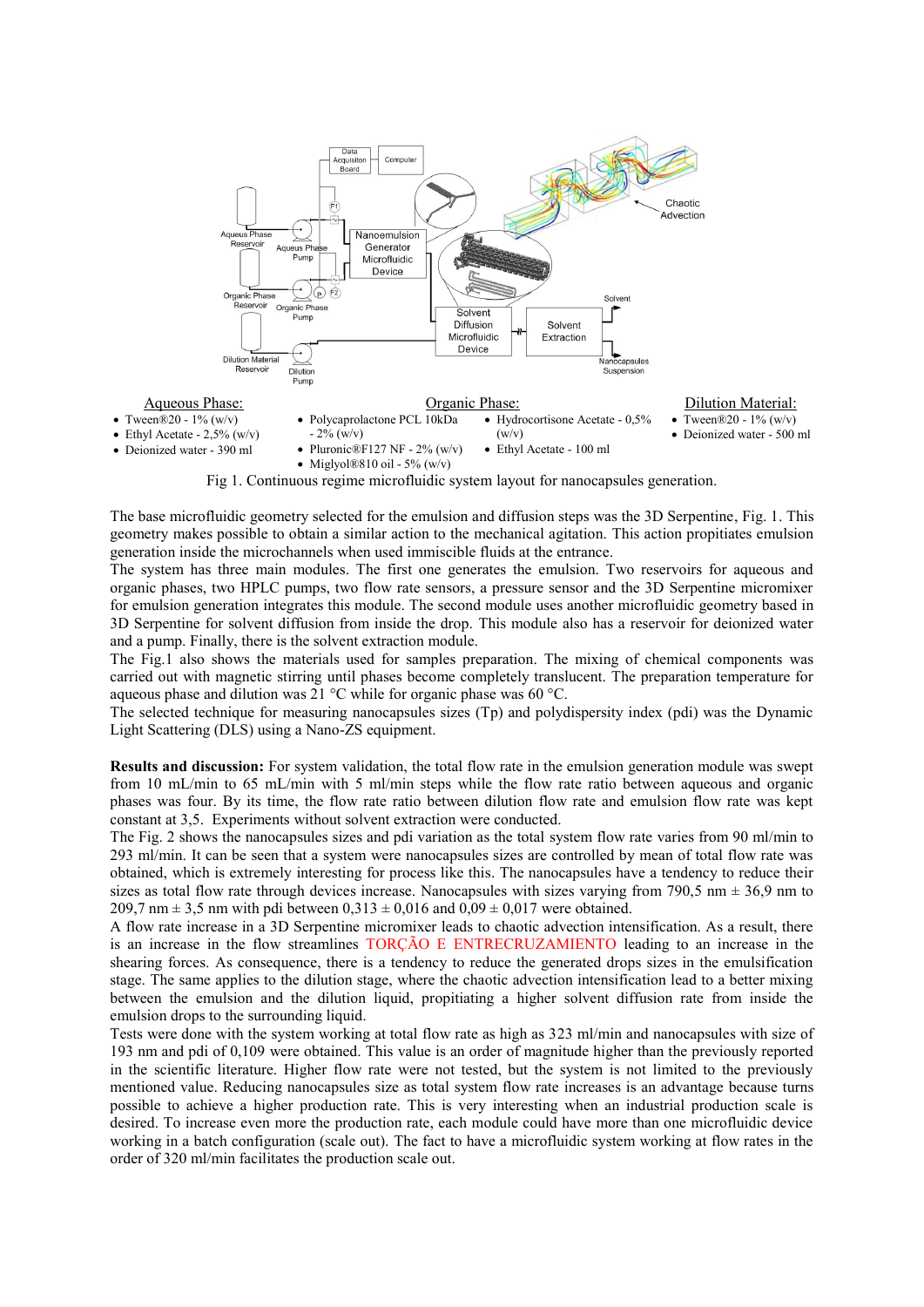Aqueous Phase:

- Tween®20 - 1% (w/v)
- Ethyl Acetate - 2,5% (w/v)
- Deionized water - 390 ml

Organic Phase:

- Polycaprolactone PCL 10kDa - 2% (w/v)
- Pluronic®F127 NF - 2% (w/v)
- Miglyol®810 oil - 5% (w/v)
- Hydrocortisone Acetate - 0,5% (w/v)
- Ethyl Acetate - 100 ml

Dilution Material:

- Tween®20 - 1% (w/v)
- Deionized water - 500 ml

Fig 1. Continuous regime microfluidic system layout for nanocapsules generation.

The base microfluidic geometry selected for the emulsion and diffusion steps was the 3D Serpentine, Fig. 1. This geometry makes possible to obtain a similar action to the mechanical agitation. This action propitiates emulsion generation inside the microchannels when used immiscible fluids at the entrance.
The system has three main modules. The first one generates the emulsion. Two reservoirs for aqueous and organic phases, two HPLC pumps, two flow rate sensors, a pressure sensor and the 3D Serpentine micromixer for emulsion generation integrates this module. The second module uses another microfluidic geometry based in 3D Serpentine for solvent diffusion from inside the drop. This module also has a reservoir for deionized water and a pump. Finally, there is the solvent extraction module.
The Fig.1 also shows the materials used for samples preparation. The mixing of chemical components was carried out with magnetic stirring until phases become completely translucent. The preparation temperature for aqueous phase and dilution was 21 °C while for organic phase was 60 °C.
The selected technique for measuring nanocapsules sizes (Tp) and polydispersity index (pdi) was the Dynamic Light Scattering (DLS) using a Nano-ZS equipment.

**Results and discussion:** For system validation, the total flow rate in the emulsion generation module was swept from 10 mL/min to 65 mL/min with 5 ml/min steps while the flow rate ratio between aqueous and organic phases was four. By its time, the flow rate ratio between dilution flow rate and emulsion flow rate was kept constant at 3,5. Experiments without solvent extraction were conducted.
The Fig. 2 shows the nanocapsules sizes and pdi variation as the total system flow rate varies from 90 ml/min to 293 ml/min. It can be seen that a system were nanocapsules sizes are controlled by mean of total flow rate was obtained, which is extremely interesting for process like this. The nanocapsules have a tendency to reduce their sizes as total flow rate through devices increase. Nanocapsules with sizes varying from 790,5 nm ± 36,9 nm to 209,7 nm ± 3,5 nm with pdi between 0,313 ± 0,016 and 0,09 ± 0,017 were obtained.
A flow rate increase in a 3D Serpentine micromixer leads to chaotic advection intensification. As a result, there is an increase in the flow streamlines TORÇÃO E ENTRECRUZAMIENTO leading to an increase in the shearing forces. As consequence, there is a tendency to reduce the generated drops sizes in the emulsification stage. The same applies to the dilution stage, where the chaotic advection intensification lead to a better mixing between the emulsion and the dilution liquid, propitiating a higher solvent diffusion rate from inside the emulsion drops to the surrounding liquid.
Tests were done with the system working at total flow rate as high as 323 ml/min and nanocapsules with size of 193 nm and pdi of 0,109 were obtained. This value is an order of magnitude higher than the previously reported in the scientific literature. Higher flow rate were not tested, but the system is not limited to the previously mentioned value. Reducing nanocapsules size as total system flow rate increases is an advantage because turns possible to achieve a higher production rate. This is very interesting when an industrial production scale is desired. To increase even more the production rate, each module could have more than one microfluidic device working in a batch configuration (scale out). The fact to have a microfluidic system working at flow rates in the order of 320 ml/min facilitates the production scale out.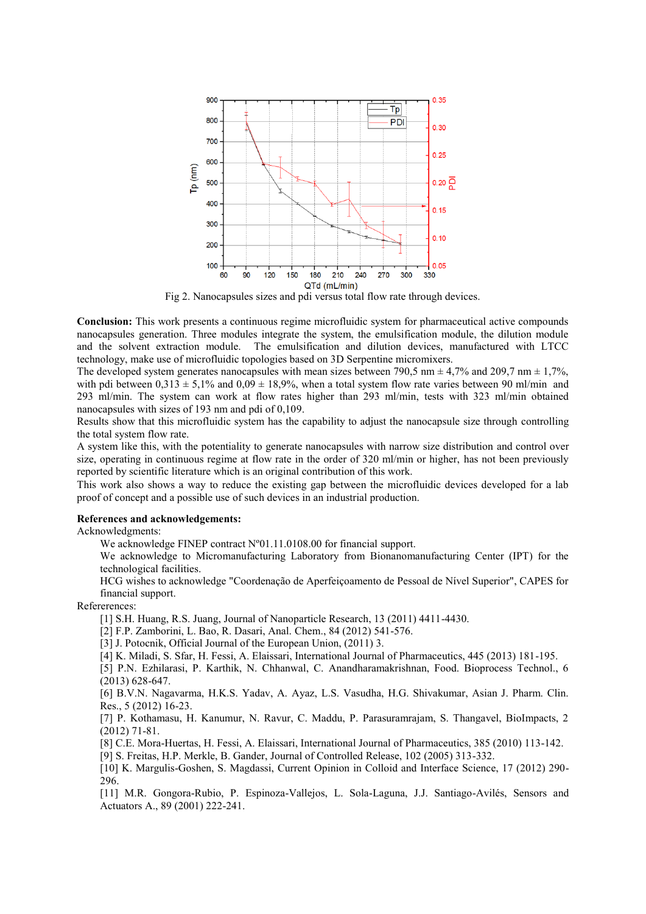Tp

PDI

900
800
700
600
500
400
300
200
100

Tp (nm)

0.35
0.30
0.25
0.20
0.15
0.10
0.05

PDI

60 90 120 150 180 210 240 270 300 330

QTd (mL/min)

Fig 2. Nanocapsules sizes and pdi versus total flow rate through devices.

**Conclusion:** This work presents a continuous regime microfluidic system for pharmaceutical active compounds nanocapsules generation. Three modules integrate the system, the emulsification module, the dilution module and the solvent extraction module. The emulsification and dilution devices, manufactured with LTCC technology, make use of microfluidic topologies based on 3D Serpentine micromixers.

The developed system generates nanocapsules with mean sizes between 790,5 nm ± 4,7% and 209,7 nm ± 1,7%, with pdi between 0,313 ± 5,1% and 0,09 ± 18,9%, when a total system flow rate varies between 90 ml/min and 293 ml/min. The system can work at flow rates higher than 293 ml/min, tests with 323 ml/min obtained nanocapsules with sizes of 193 nm and pdi of 0,109.

Results show that this microfluidic system has the capability to adjust the nanocapsule size through controlling the total system flow rate.

A system like this, with the potentiality to generate nanocapsules with narrow size distribution and control over size, operating in continuous regime at flow rate in the order of 320 ml/min or higher, has not been previously reported by scientific literature which is an original contribution of this work.

This work also shows a way to reduce the existing gap between the microfluidic devices developed for a lab proof of concept and a possible use of such devices in an industrial production.

**References and acknowledgements:**

Acknowledgments:

We acknowledge FINEP contract Nº01.11.0108.00 for financial support.

We acknowledge to Micromanufacturing Laboratory from Bionanomanufacturing Center (IPT) for the technological facilities.

HCG wishes to acknowledge "Coordenação de Aperfeiçoamento de Pessoal de Nível Superior", CAPES for financial support.

Refereences:

[1] S.H. Huang, R.S. Juang, Journal of Nanoparticle Research, 13 (2011) 4411-4430.

[2] F.P. Zamborini, L. Bao, R. Dasari, Anal. Chem., 84 (2012) 541-576.

[3] J. Potocnik, Official Journal of the European Union, (2011) 3.

[4] K. Miladi, S. Sfar, H. Fessi, A. Elaissari, International Journal of Pharmaceutics, 445 (2013) 181-195.

[5] P.N. Ezhilarasi, P. Karthik, N. Chhanwal, C. Anandharamakrishnan, Food. Bioprocess Technol., 6 (2013) 628-647.

[6] B.V.N. Nagavarma, H.K.S. Yadav, A. Ayaz, L.S. Vasudha, H.G. Shivakumar, Asian J. Pharm. Clin. Res., 5 (2012) 16-23.

[7] P. Kothamasu, H. Kanumur, N. Ravur, C. Maddu, P. Parasuramrajam, S. Thangavel, BioImpacts, 2 (2012) 71-81.

[8] C.E. Mora-Huertas, H. Fessi, A. Elaissari, International Journal of Pharmaceutics, 385 (2010) 113-142.

[9] S. Freitas, H.P. Merkle, B. Gander, Journal of Controlled Release, 102 (2005) 313-332.

[10] K. Margulis-Goshen, S. Magdassi, Current Opinion in Colloid and Interface Science, 17 (2012) 290-296.

[11] M.R. Gongora-Rubio, P. Espinoza-Vallejos, L. Sola-Laguna, J.J. Santiago-Avilés, Sensors and Actuators A., 89 (2001) 222-241.